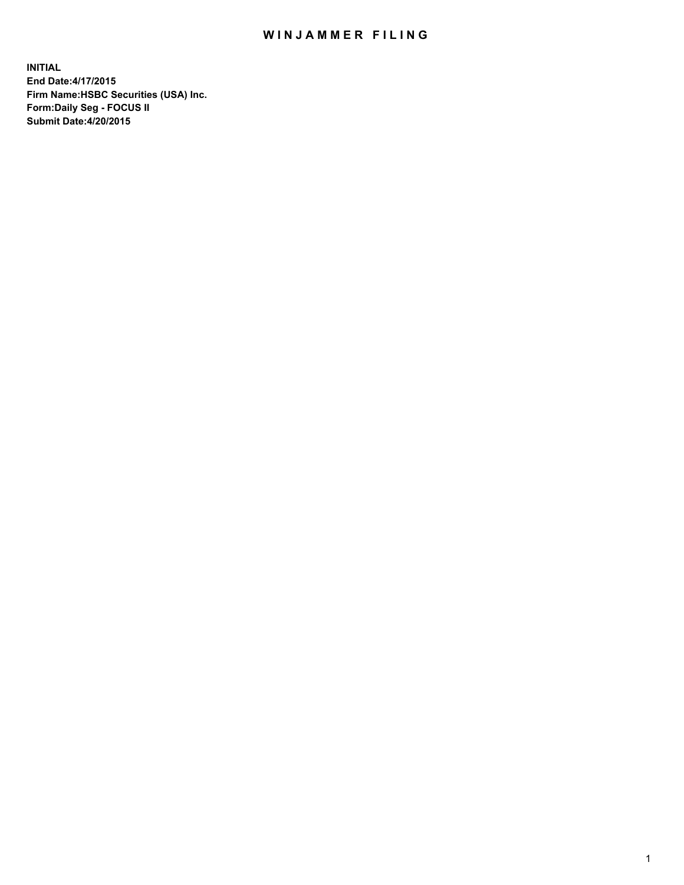# WINJAMMER FILING

**INITIAL**
**End Date:4/17/2015**
**Firm Name:HSBC Securities (USA) Inc.**
**Form:Daily Seg - FOCUS II**
**Submit Date:4/20/2015**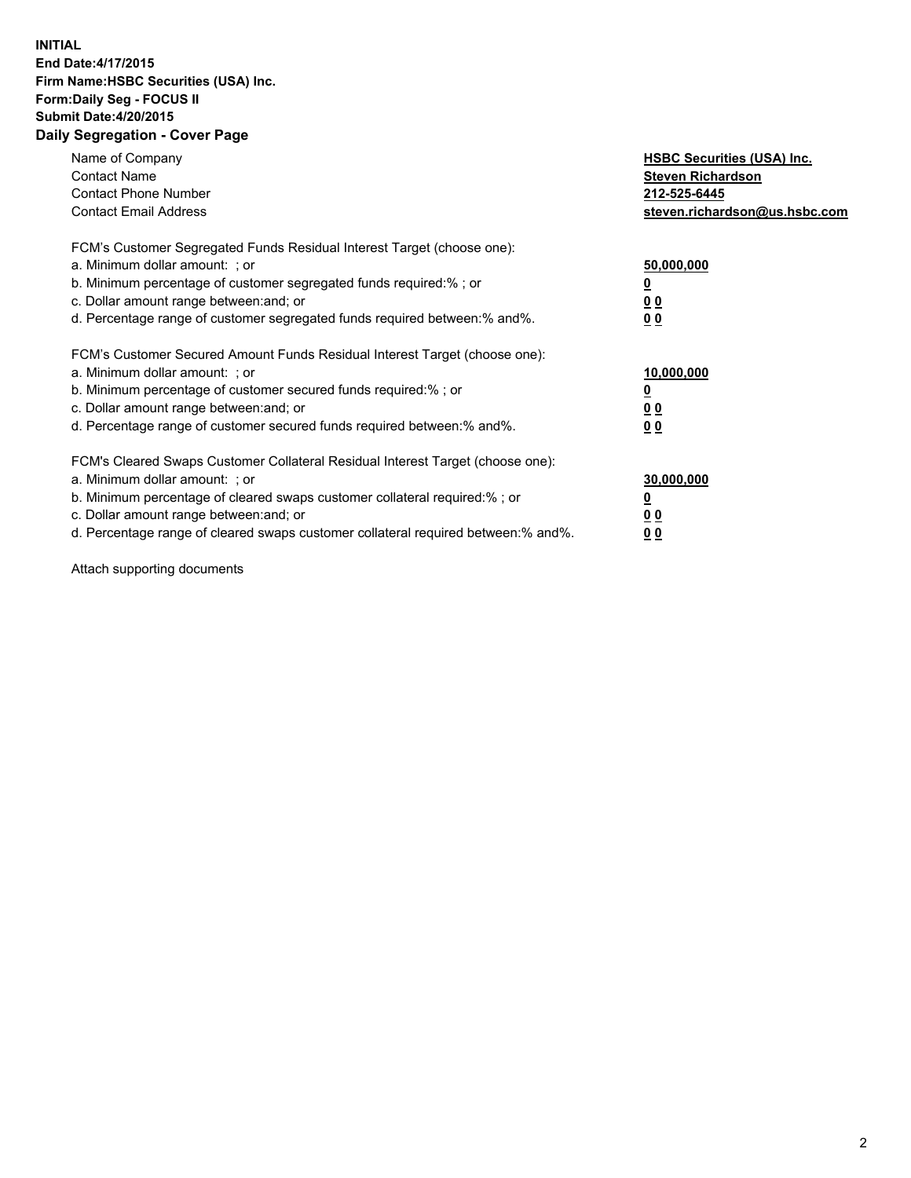**INITIAL**
**End Date:4/17/2015**
**Firm Name:HSBC Securities (USA) Inc.**
**Form:Daily Seg - FOCUS II**
**Submit Date:4/20/2015**

## Daily Segregation - Cover Page

| | |
|---|---|
| Name of Company | **HSBC Securities (USA) Inc.** |
| Contact Name | **Steven Richardson** |
| Contact Phone Number | **212-525-6445** |
| Contact Email Address | **steven.richardson@us.hsbc.com** |

FCM's Customer Segregated Funds Residual Interest Target (choose one):

| | |
|---|---|
| a. Minimum dollar amount: ; or | **50,000,000** |
| b. Minimum percentage of customer segregated funds required:% ; or | **0** |
| c. Dollar amount range between:and; or | **0 0** |
| d. Percentage range of customer segregated funds required between:% and%. | **0 0** |

FCM's Customer Secured Amount Funds Residual Interest Target (choose one):

| | |
|---|---|
| a. Minimum dollar amount: ; or | **10,000,000** |
| b. Minimum percentage of customer secured funds required:% ; or | **0** |
| c. Dollar amount range between:and; or | **0 0** |
| d. Percentage range of customer secured funds required between:% and%. | **0 0** |

FCM's Cleared Swaps Customer Collateral Residual Interest Target (choose one):

| | |
|---|---|
| a. Minimum dollar amount: ; or | **30,000,000** |
| b. Minimum percentage of cleared swaps customer collateral required:% ; or | **0** |
| c. Dollar amount range between:and; or | **0 0** |
| d. Percentage range of cleared swaps customer collateral required between:% and%. | **0 0** |

Attach supporting documents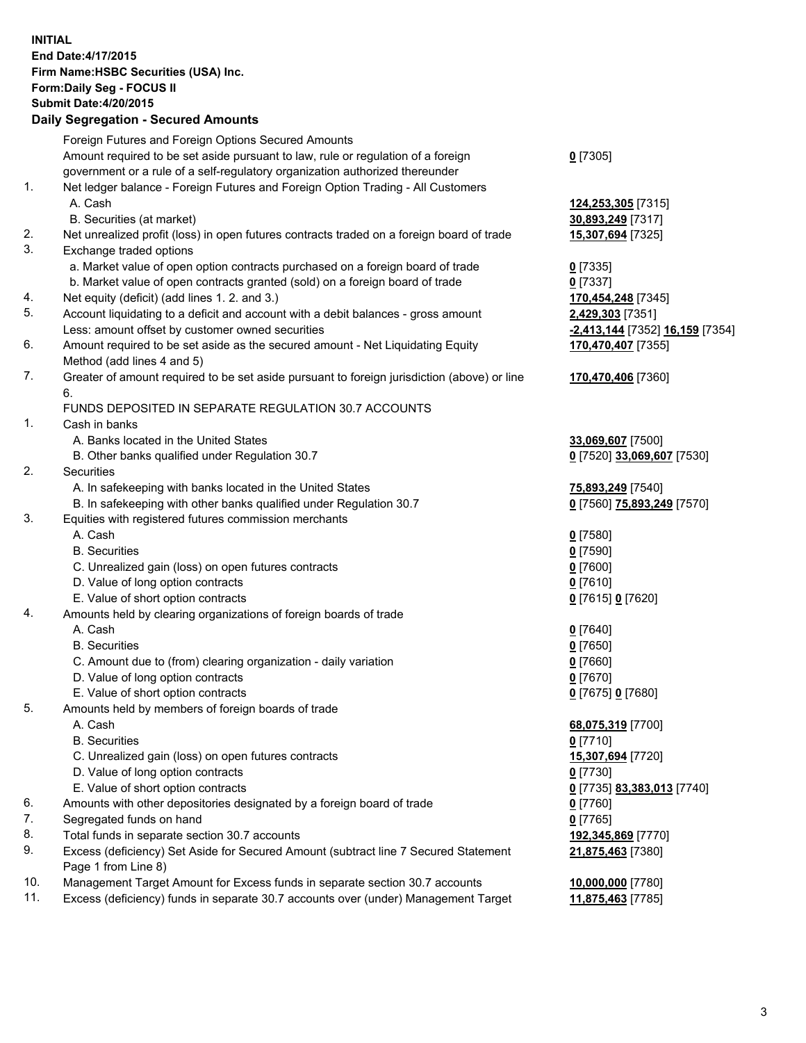**INITIAL**
**End Date:4/17/2015**
**Firm Name:HSBC Securities (USA) Inc.**
**Form:Daily Seg - FOCUS II**
**Submit Date:4/20/2015**

## Daily Segregation - Secured Amounts

| | | |
|---|---|---|
| | Foreign Futures and Foreign Options Secured Amounts | |
| | Amount required to be set aside pursuant to law, rule or regulation of a foreign government or a rule of a self-regulatory organization authorized thereunder | **0** [7305] |
| 1. | Net ledger balance - Foreign Futures and Foreign Option Trading - All Customers | |
| | A. Cash | **124,253,305** [7315] |
| | B. Securities (at market) | **30,893,249** [7317] |
| 2. | Net unrealized profit (loss) in open futures contracts traded on a foreign board of trade | **15,307,694** [7325] |
| 3. | Exchange traded options | |
| | a. Market value of open option contracts purchased on a foreign board of trade | **0** [7335] |
| | b. Market value of open contracts granted (sold) on a foreign board of trade | **0** [7337] |
| 4. | Net equity (deficit) (add lines 1. 2. and 3.) | **170,454,248** [7345] |
| 5. | Account liquidating to a deficit and account with a debit balances - gross amount | **2,429,303** [7351] |
| | Less: amount offset by customer owned securities | **-2,413,144** [7352] **16,159** [7354] |
| 6. | Amount required to be set aside as the secured amount - Net Liquidating Equity Method (add lines 4 and 5) | **170,470,407** [7355] |
| 7. | Greater of amount required to be set aside pursuant to foreign jurisdiction (above) or line 6. | **170,470,406** [7360] |
| | FUNDS DEPOSITED IN SEPARATE REGULATION 30.7 ACCOUNTS | |
| 1. | Cash in banks | |
| | A. Banks located in the United States | **33,069,607** [7500] |
| | B. Other banks qualified under Regulation 30.7 | **0** [7520] **33,069,607** [7530] |
| 2. | Securities | |
| | A. In safekeeping with banks located in the United States | **75,893,249** [7540] |
| | B. In safekeeping with other banks qualified under Regulation 30.7 | **0** [7560] **75,893,249** [7570] |
| 3. | Equities with registered futures commission merchants | |
| | A. Cash | **0** [7580] |
| | B. Securities | **0** [7590] |
| | C. Unrealized gain (loss) on open futures contracts | **0** [7600] |
| | D. Value of long option contracts | **0** [7610] |
| | E. Value of short option contracts | **0** [7615] **0** [7620] |
| 4. | Amounts held by clearing organizations of foreign boards of trade | |
| | A. Cash | **0** [7640] |
| | B. Securities | **0** [7650] |
| | C. Amount due to (from) clearing organization - daily variation | **0** [7660] |
| | D. Value of long option contracts | **0** [7670] |
| | E. Value of short option contracts | **0** [7675] **0** [7680] |
| 5. | Amounts held by members of foreign boards of trade | |
| | A. Cash | **68,075,319** [7700] |
| | B. Securities | **0** [7710] |
| | C. Unrealized gain (loss) on open futures contracts | **15,307,694** [7720] |
| | D. Value of long option contracts | **0** [7730] |
| | E. Value of short option contracts | **0** [7735] **83,383,013** [7740] |
| 6. | Amounts with other depositories designated by a foreign board of trade | **0** [7760] |
| 7. | Segregated funds on hand | **0** [7765] |
| 8. | Total funds in separate section 30.7 accounts | **192,345,869** [7770] |
| 9. | Excess (deficiency) Set Aside for Secured Amount (subtract line 7 Secured Statement Page 1 from Line 8) | **21,875,463** [7380] |
| 10. | Management Target Amount for Excess funds in separate section 30.7 accounts | **10,000,000** [7780] |
| 11. | Excess (deficiency) funds in separate 30.7 accounts over (under) Management Target | **11,875,463** [7785] |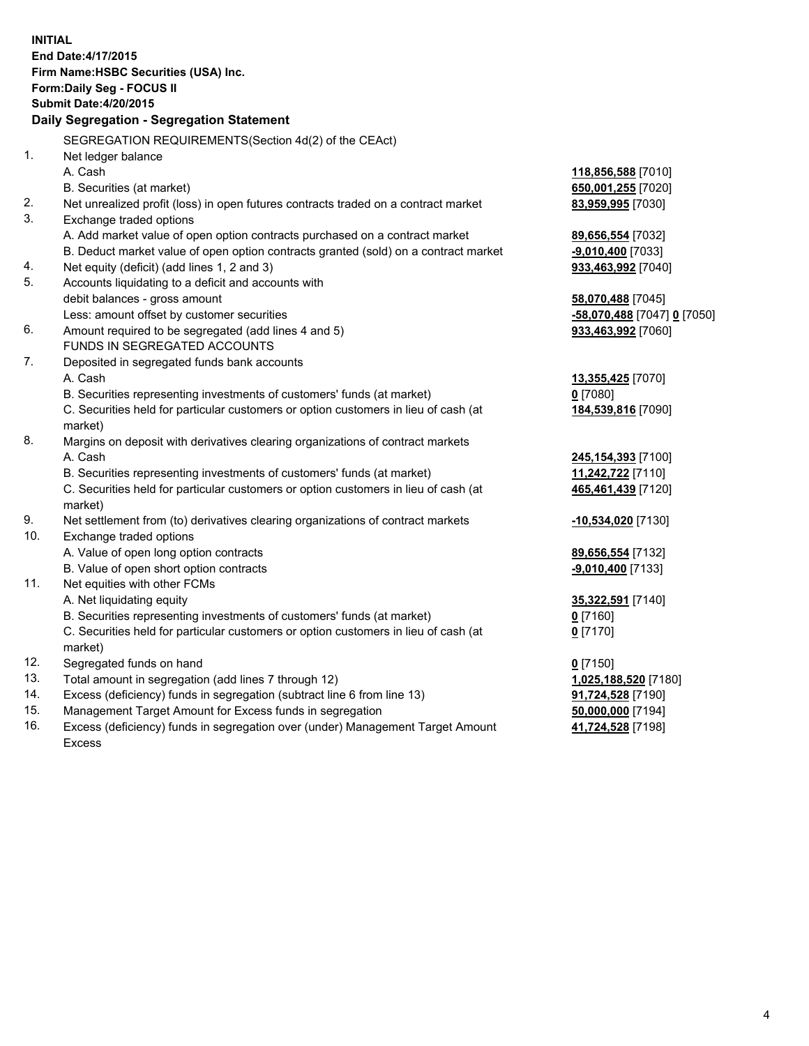**INITIAL**
**End Date:4/17/2015**
**Firm Name:HSBC Securities (USA) Inc.**
**Form:Daily Seg - FOCUS II**
**Submit Date:4/20/2015**

**Daily Segregation - Segregation Statement**

SEGREGATION REQUIREMENTS(Section 4d(2) of the CEAct)

| | | |
|---|---|---|
| 1. | Net ledger balance | |
| | A. Cash | **118,856,588** [7010] |
| | B. Securities (at market) | **650,001,255** [7020] |
| 2. | Net unrealized profit (loss) in open futures contracts traded on a contract market | **83,959,995** [7030] |
| 3. | Exchange traded options | |
| | A. Add market value of open option contracts purchased on a contract market | **89,656,554** [7032] |
| | B. Deduct market value of open option contracts granted (sold) on a contract market | **-9,010,400** [7033] |
| 4. | Net equity (deficit) (add lines 1, 2 and 3) | **933,463,992** [7040] |
| 5. | Accounts liquidating to a deficit and accounts with | |
| | debit balances - gross amount | **58,070,488** [7045] |
| | Less: amount offset by customer securities | **-58,070,488** [7047] **0** [7050] |
| 6. | Amount required to be segregated (add lines 4 and 5) | **933,463,992** [7060] |
| | FUNDS IN SEGREGATED ACCOUNTS | |
| 7. | Deposited in segregated funds bank accounts | |
| | A. Cash | **13,355,425** [7070] |
| | B. Securities representing investments of customers' funds (at market) | **0** [7080] |
| | C. Securities held for particular customers or option customers in lieu of cash (at market) | **184,539,816** [7090] |
| 8. | Margins on deposit with derivatives clearing organizations of contract markets | |
| | A. Cash | **245,154,393** [7100] |
| | B. Securities representing investments of customers' funds (at market) | **11,242,722** [7110] |
| | C. Securities held for particular customers or option customers in lieu of cash (at market) | **465,461,439** [7120] |
| 9. | Net settlement from (to) derivatives clearing organizations of contract markets | **-10,534,020** [7130] |
| 10. | Exchange traded options | |
| | A. Value of open long option contracts | **89,656,554** [7132] |
| | B. Value of open short option contracts | **-9,010,400** [7133] |
| 11. | Net equities with other FCMs | |
| | A. Net liquidating equity | **35,322,591** [7140] |
| | B. Securities representing investments of customers' funds (at market) | **0** [7160] |
| | C. Securities held for particular customers or option customers in lieu of cash (at market) | **0** [7170] |
| 12. | Segregated funds on hand | **0** [7150] |
| 13. | Total amount in segregation (add lines 7 through 12) | **1,025,188,520** [7180] |
| 14. | Excess (deficiency) funds in segregation (subtract line 6 from line 13) | **91,724,528** [7190] |
| 15. | Management Target Amount for Excess funds in segregation | **50,000,000** [7194] |
| 16. | Excess (deficiency) funds in segregation over (under) Management Target Amount Excess | **41,724,528** [7198] |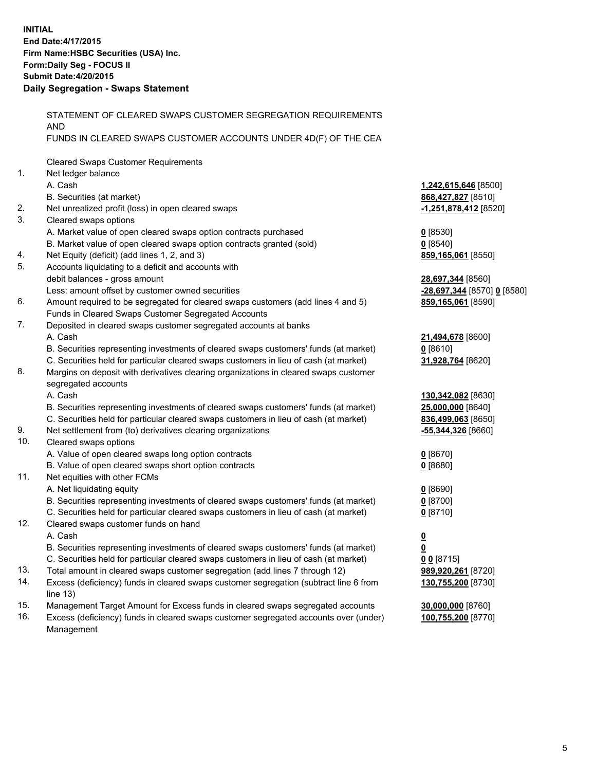**INITIAL**
**End Date:4/17/2015**
**Firm Name:HSBC Securities (USA) Inc.**
**Form:Daily Seg - FOCUS II**
**Submit Date:4/20/2015**
**Daily Segregation - Swaps Statement**

STATEMENT OF CLEARED SWAPS CUSTOMER SEGREGATION REQUIREMENTS AND FUNDS IN CLEARED SWAPS CUSTOMER ACCOUNTS UNDER 4D(F) OF THE CEA

| | | |
|---|---|---|
| | Cleared Swaps Customer Requirements | |
| 1. | Net ledger balance | |
| | A. Cash | **1,242,615,646** [8500] |
| | B. Securities (at market) | **868,427,827** [8510] |
| 2. | Net unrealized profit (loss) in open cleared swaps | **-1,251,878,412** [8520] |
| 3. | Cleared swaps options | |
| | A. Market value of open cleared swaps option contracts purchased | **0** [8530] |
| | B. Market value of open cleared swaps option contracts granted (sold) | **0** [8540] |
| 4. | Net Equity (deficit) (add lines 1, 2, and 3) | **859,165,061** [8550] |
| 5. | Accounts liquidating to a deficit and accounts with debit balances - gross amount | **28,697,344** [8560] |
| | Less: amount offset by customer owned securities | **-28,697,344** [8570] **0** [8580] |
| 6. | Amount required to be segregated for cleared swaps customers (add lines 4 and 5) | **859,165,061** [8590] |
| | Funds in Cleared Swaps Customer Segregated Accounts | |
| 7. | Deposited in cleared swaps customer segregated accounts at banks | |
| | A. Cash | **21,494,678** [8600] |
| | B. Securities representing investments of cleared swaps customers' funds (at market) | **0** [8610] |
| | C. Securities held for particular cleared swaps customers in lieu of cash (at market) | **31,928,764** [8620] |
| 8. | Margins on deposit with derivatives clearing organizations in cleared swaps customer segregated accounts | |
| | A. Cash | **130,342,082** [8630] |
| | B. Securities representing investments of cleared swaps customers' funds (at market) | **25,000,000** [8640] |
| | C. Securities held for particular cleared swaps customers in lieu of cash (at market) | **836,499,063** [8650] |
| 9. | Net settlement from (to) derivatives clearing organizations | **-55,344,326** [8660] |
| 10. | Cleared swaps options | |
| | A. Value of open cleared swaps long option contracts | **0** [8670] |
| | B. Value of open cleared swaps short option contracts | **0** [8680] |
| 11. | Net equities with other FCMs | |
| | A. Net liquidating equity | **0** [8690] |
| | B. Securities representing investments of cleared swaps customers' funds (at market) | **0** [8700] |
| | C. Securities held for particular cleared swaps customers in lieu of cash (at market) | **0** [8710] |
| 12. | Cleared swaps customer funds on hand | |
| | A. Cash | **0** |
| | B. Securities representing investments of cleared swaps customers' funds (at market) | **0** |
| | C. Securities held for particular cleared swaps customers in lieu of cash (at market) | **0** **0** [8715] |
| 13. | Total amount in cleared swaps customer segregation (add lines 7 through 12) | **989,920,261** [8720] |
| 14. | Excess (deficiency) funds in cleared swaps customer segregation (subtract line 6 from line 13) | **130,755,200** [8730] |
| 15. | Management Target Amount for Excess funds in cleared swaps segregated accounts | **30,000,000** [8760] |
| 16. | Excess (deficiency) funds in cleared swaps customer segregated accounts over (under) Management | **100,755,200** [8770] |